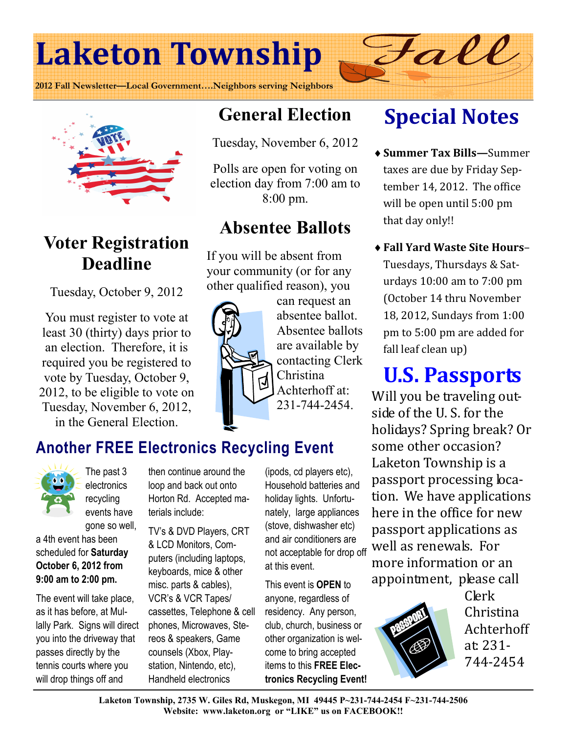# Laketon Township

**Fall**

**2012 Fall Newsletter—Local Government….Neighbors serving Neighbors**

## Voter Registration Deadline

Tuesday, October 9, 2012

You must register to vote at least 30 (thirty) days prior to an election. Therefore, it is required you be registered to vote by Tuesday, October 9, 2012, to be eligible to vote on Tuesday, November 6, 2012, in the General Election.

## General Election

Tuesday, November 6, 2012

Polls are open for voting on election day from 7:00 am to 8:00 pm.

## Absentee Ballots

If you will be absent from your community (or for any other qualified reason), you can request an absentee ballot. Absentee ballots are available by contacting Clerk Christina Achterhoff at: 231-744-2454.

## Another FREE Electronics Recycling Event

The past 3 electronics recycling events have gone so well, a 4th event has been scheduled for **Saturday October 6, 2012 from 9:00 am to 2:00 pm.**

The event will take place, as it has before, at Mullally Park. Signs will direct you into the driveway that passes directly by the tennis courts where you will drop things off and then continue around the loop and back out onto Horton Rd. Accepted materials include:

TV's & DVD Players, CRT & LCD Monitors, Computers (including laptops, keyboards, mice & other misc. parts & cables), VCR's & VCR Tapes/ cassettes, Telephone & cell phones, Microwaves, Stereos & speakers, Game counsels (Xbox, Playstation, Nintendo, etc), Handheld electronics (ipods, cd players etc), Household batteries and holiday lights. Unfortunately, large appliances (stove, dishwasher etc) and air conditioners are not acceptable for drop off at this event.

This event is **OPEN** to anyone, regardless of residency. Any person, club, church, business or other organization is welcome to bring accepted items to this **FREE Electronics Recycling Event!**

## Special Notes

- **Summer Tax Bills—**Summer taxes are due by Friday September 14, 2012. The office will be open until 5:00 pm that day only!!
- **Fall Yard Waste Site Hours**– Tuesdays, Thursdays & Saturdays 10:00 am to 7:00 pm (October 14 thru November 18, 2012, Sundays from 1:00 pm to 5:00 pm are added for fall leaf clean up)

## U.S. Passports

Will you be traveling outside of the U. S. for the holidays? Spring break? Or some other occasion? Laketon Township is a passport processing location. We have applications here in the office for new passport applications as well as renewals. For more information or an appointment, please call Clerk Christina Achterhoff at: 231-744-2454

**Laketon Township, 2735 W. Giles Rd, Muskegon, MI 49445 P~231-744-2454 F~231-744-2506**
**Website: www.laketon.org or "LIKE" us on FACEBOOK!!**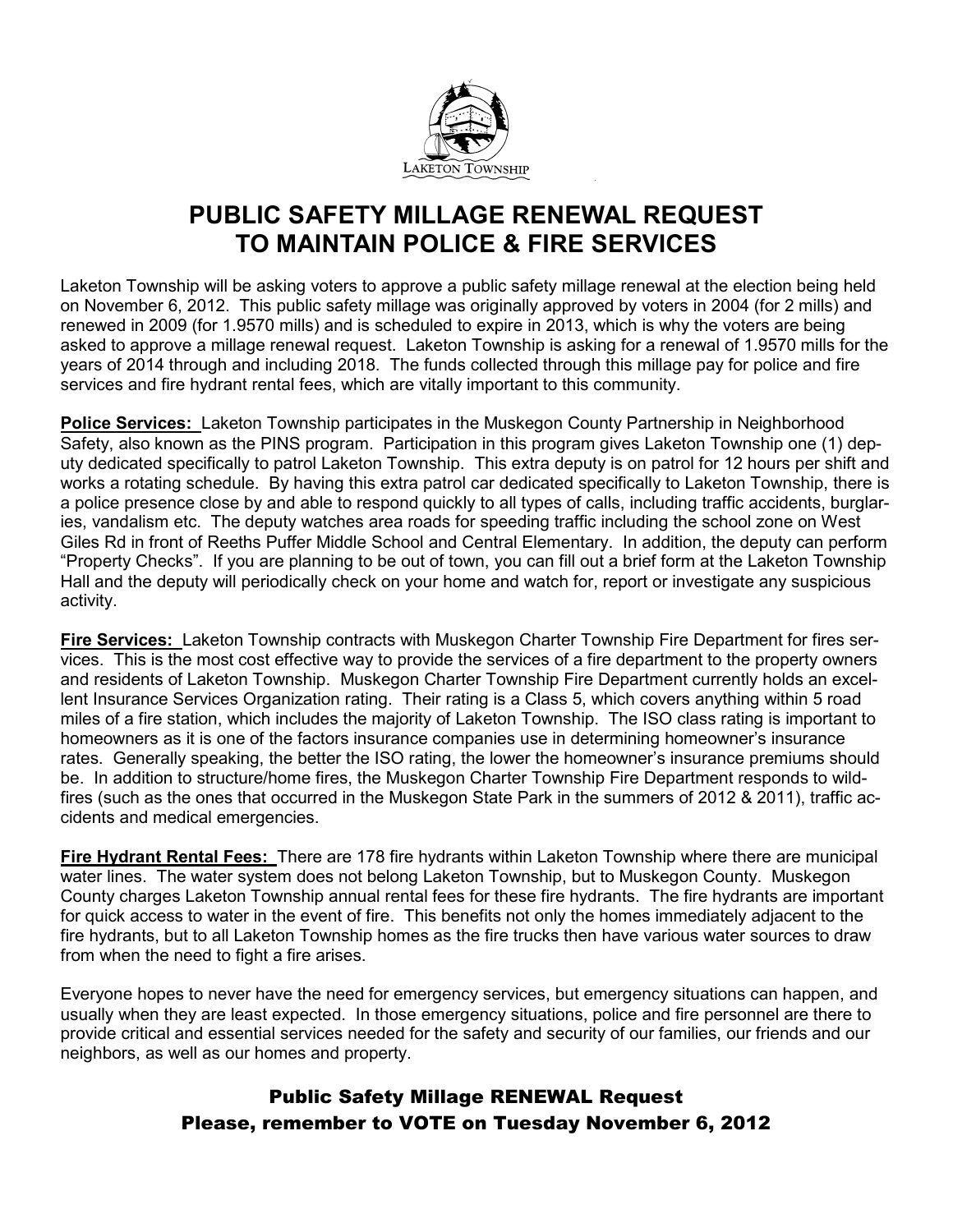LAKETON TOWNSHIP

# PUBLIC SAFETY MILLAGE RENEWAL REQUEST TO MAINTAIN POLICE & FIRE SERVICES

Laketon Township will be asking voters to approve a public safety millage renewal at the election being held on November 6, 2012. This public safety millage was originally approved by voters in 2004 (for 2 mills) and renewed in 2009 (for 1.9570 mills) and is scheduled to expire in 2013, which is why the voters are being asked to approve a millage renewal request. Laketon Township is asking for a renewal of 1.9570 mills for the years of 2014 through and including 2018. The funds collected through this millage pay for police and fire services and fire hydrant rental fees, which are vitally important to this community.

**Police Services:** Laketon Township participates in the Muskegon County Partnership in Neighborhood Safety, also known as the PINS program. Participation in this program gives Laketon Township one (1) deputy dedicated specifically to patrol Laketon Township. This extra deputy is on patrol for 12 hours per shift and works a rotating schedule. By having this extra patrol car dedicated specifically to Laketon Township, there is a police presence close by and able to respond quickly to all types of calls, including traffic accidents, burglaries, vandalism etc. The deputy watches area roads for speeding traffic including the school zone on West Giles Rd in front of Reeths Puffer Middle School and Central Elementary. In addition, the deputy can perform "Property Checks". If you are planning to be out of town, you can fill out a brief form at the Laketon Township Hall and the deputy will periodically check on your home and watch for, report or investigate any suspicious activity.

**Fire Services:** Laketon Township contracts with Muskegon Charter Township Fire Department for fires services. This is the most cost effective way to provide the services of a fire department to the property owners and residents of Laketon Township. Muskegon Charter Township Fire Department currently holds an excellent Insurance Services Organization rating. Their rating is a Class 5, which covers anything within 5 road miles of a fire station, which includes the majority of Laketon Township. The ISO class rating is important to homeowners as it is one of the factors insurance companies use in determining homeowner's insurance rates. Generally speaking, the better the ISO rating, the lower the homeowner's insurance premiums should be. In addition to structure/home fires, the Muskegon Charter Township Fire Department responds to wildfires (such as the ones that occurred in the Muskegon State Park in the summers of 2012 & 2011), traffic accidents and medical emergencies.

**Fire Hydrant Rental Fees:** There are 178 fire hydrants within Laketon Township where there are municipal water lines. The water system does not belong Laketon Township, but to Muskegon County. Muskegon County charges Laketon Township annual rental fees for these fire hydrants. The fire hydrants are important for quick access to water in the event of fire. This benefits not only the homes immediately adjacent to the fire hydrants, but to all Laketon Township homes as the fire trucks then have various water sources to draw from when the need to fight a fire arises.

Everyone hopes to never have the need for emergency services, but emergency situations can happen, and usually when they are least expected. In those emergency situations, police and fire personnel are there to provide critical and essential services needed for the safety and security of our families, our friends and our neighbors, as well as our homes and property.

**Public Safety Millage RENEWAL Request**
**Please, remember to VOTE on Tuesday November 6, 2012**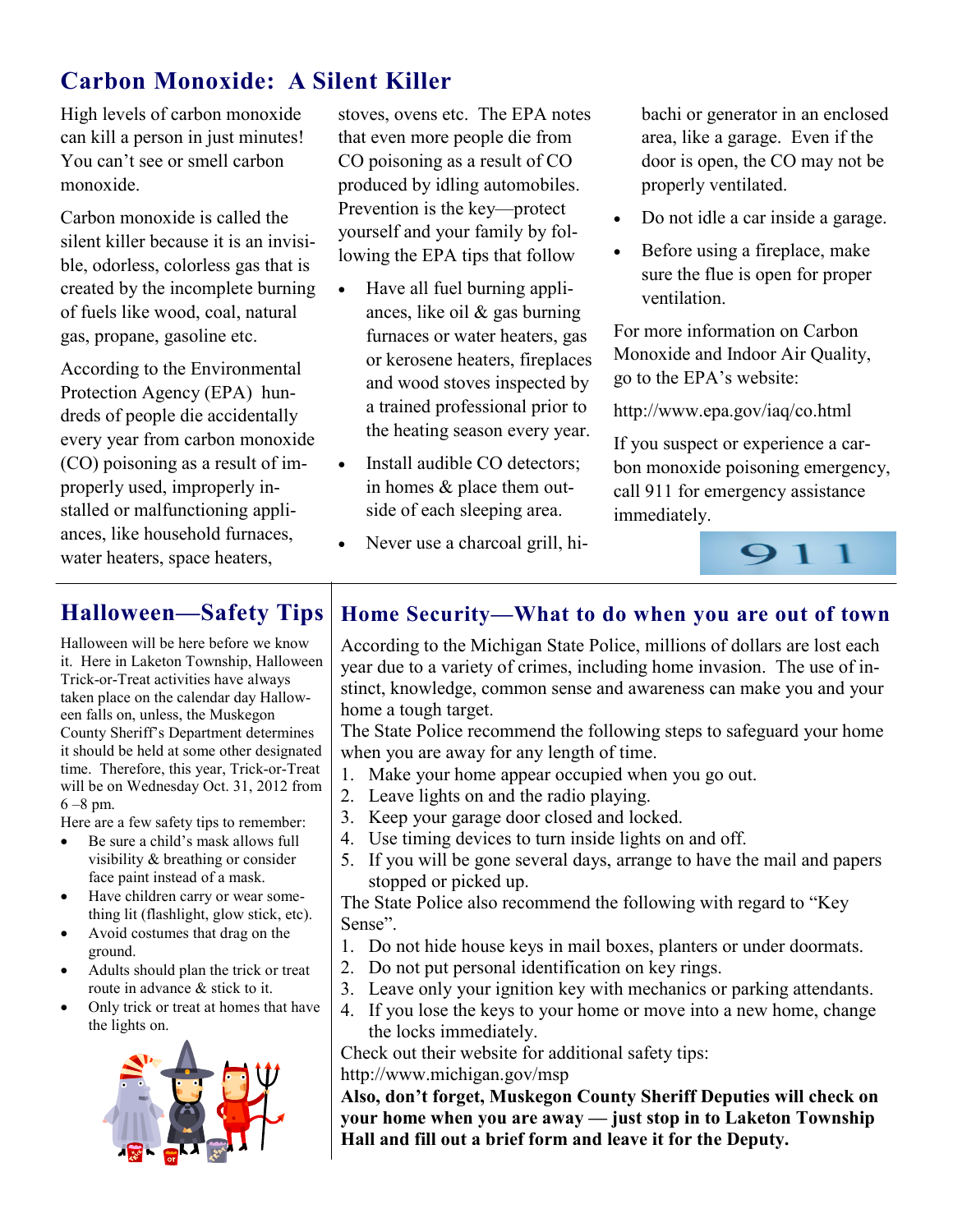## Carbon Monoxide: A Silent Killer

High levels of carbon monoxide can kill a person in just minutes! You can't see or smell carbon monoxide.

Carbon monoxide is called the silent killer because it is an invisible, odorless, colorless gas that is created by the incomplete burning of fuels like wood, coal, natural gas, propane, gasoline etc.

According to the Environmental Protection Agency (EPA) hundreds of people die accidentally every year from carbon monoxide (CO) poisoning as a result of improperly used, improperly installed or malfunctioning appliances, like household furnaces, water heaters, space heaters, stoves, ovens etc. The EPA notes that even more people die from CO poisoning as a result of CO produced by idling automobiles. Prevention is the key—protect yourself and your family by following the EPA tips that follow

- Have all fuel burning appliances, like oil & gas burning furnaces or water heaters, gas or kerosene heaters, fireplaces and wood stoves inspected by a trained professional prior to the heating season every year.
- Install audible CO detectors; in homes & place them outside of each sleeping area.
- Never use a charcoal grill, hibachi or generator in an enclosed area, like a garage. Even if the door is open, the CO may not be properly ventilated.
- Do not idle a car inside a garage.
- Before using a fireplace, make sure the flue is open for proper ventilation.

For more information on Carbon Monoxide and Indoor Air Quality, go to the EPA's website:

http://www.epa.gov/iaq/co.html

If you suspect or experience a carbon monoxide poisoning emergency, call 911 for emergency assistance immediately.

## Halloween—Safety Tips

Halloween will be here before we know it. Here in Laketon Township, Halloween Trick-or-Treat activities have always taken place on the calendar day Halloween falls on, unless, the Muskegon County Sheriff's Department determines it should be held at some other designated time. Therefore, this year, Trick-or-Treat will be on Wednesday Oct. 31, 2012 from 6 –8 pm.

Here are a few safety tips to remember:

- Be sure a child's mask allows full visibility & breathing or consider face paint instead of a mask.
- Have children carry or wear something lit (flashlight, glow stick, etc).
- Avoid costumes that drag on the ground.
- Adults should plan the trick or treat route in advance & stick to it.
- Only trick or treat at homes that have the lights on.

## Home Security—What to do when you are out of town

According to the Michigan State Police, millions of dollars are lost each year due to a variety of crimes, including home invasion. The use of instinct, knowledge, common sense and awareness can make you and your home a tough target.

The State Police recommend the following steps to safeguard your home when you are away for any length of time.

1. Make your home appear occupied when you go out.
2. Leave lights on and the radio playing.
3. Keep your garage door closed and locked.
4. Use timing devices to turn inside lights on and off.
5. If you will be gone several days, arrange to have the mail and papers stopped or picked up.

The State Police also recommend the following with regard to "Key Sense".

1. Do not hide house keys in mail boxes, planters or under doormats.
2. Do not put personal identification on key rings.
3. Leave only your ignition key with mechanics or parking attendants.
4. If you lose the keys to your home or move into a new home, change the locks immediately.

Check out their website for additional safety tips:
http://www.michigan.gov/msp

**Also, don't forget, Muskegon County Sheriff Deputies will check on your home when you are away — just stop in to Laketon Township Hall and fill out a brief form and leave it for the Deputy.**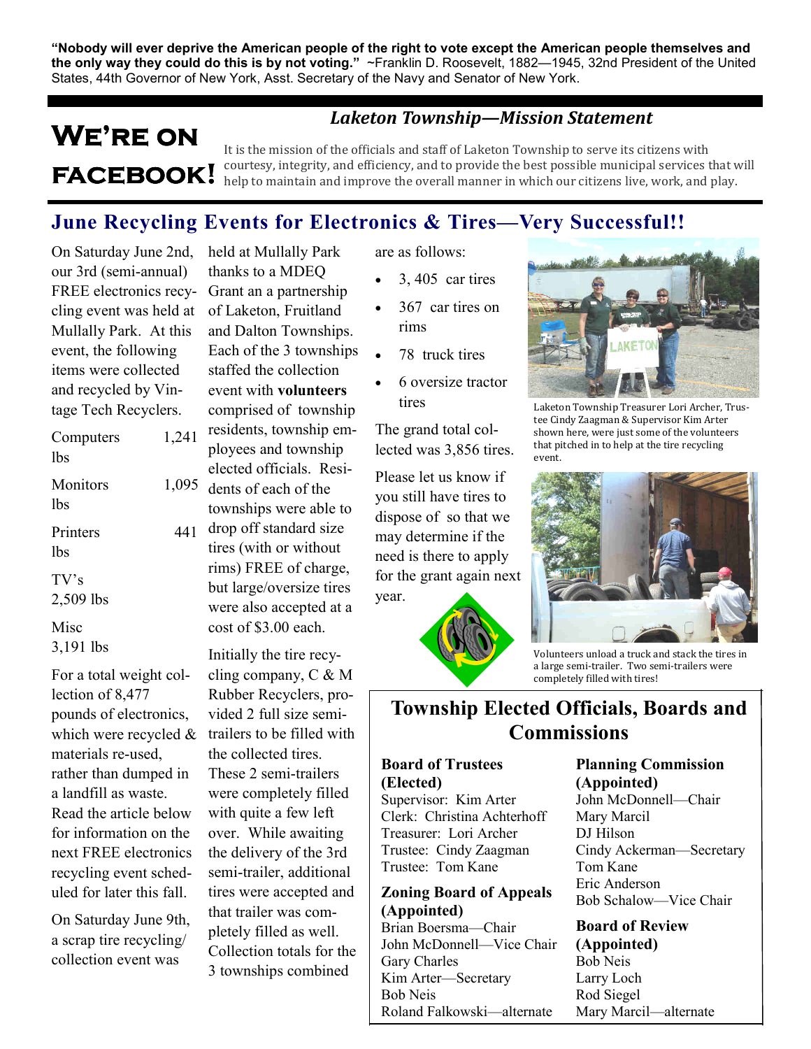**"Nobody will ever deprive the American people of the right to vote except the American people themselves and the only way they could do this is by not voting."** ~Franklin D. Roosevelt, 1882—1945, 32nd President of the United States, 44th Governor of New York, Asst. Secretary of the Navy and Senator of New York.

# We're on Facebook!

## *Laketon Township—Mission Statement*

It is the mission of the officials and staff of Laketon Township to serve its citizens with courtesy, integrity, and efficiency, and to provide the best possible municipal services that will help to maintain and improve the overall manner in which our citizens live, work, and play.

## June Recycling Events for Electronics & Tires—Very Successful!!

On Saturday June 2nd, our 3rd (semi-annual) FREE electronics recycling event was held at Mullally Park. At this event, the following items were collected and recycled by Vintage Tech Recyclers.

| | |
|---|---|
| Computers | 1,241 lbs |
| Monitors | 1,095 lbs |
| Printers | 441 lbs |
| TV's | 2,509 lbs |
| Misc | 3,191 lbs |

For a total weight collection of 8,477 pounds of electronics, which were recycled & materials re-used, rather than dumped in a landfill as waste. Read the article below for information on the next FREE electronics recycling event scheduled for later this fall.

On Saturday June 9th, a scrap tire recycling/ collection event was held at Mullally Park thanks to a MDEQ Grant an a partnership of Laketon, Fruitland and Dalton Townships. Each of the 3 townships staffed the collection event with **volunteers** comprised of township residents, township employees and township elected officials. Residents of each of the townships were able to drop off standard size tires (with or without rims) FREE of charge, but large/oversize tires were also accepted at a cost of $3.00 each.

Initially the tire recycling company, C & M Rubber Recyclers, provided 2 full size semi-trailers to be filled with the collected tires. These 2 semi-trailers were completely filled with quite a few left over. While awaiting the delivery of the 3rd semi-trailer, additional tires were accepted and that trailer was completely filled as well. Collection totals for the 3 townships combined are as follows:

- 3, 405 car tires
- 367 car tires on rims
- 78 truck tires
- 6 oversize tractor tires

The grand total collected was 3,856 tires.

Please let us know if you still have tires to dispose of so that we may determine if the need is there to apply for the grant again next year.

Laketon Township Treasurer Lori Archer, Trustee Cindy Zaagman & Supervisor Kim Arter shown here, were just some of the volunteers that pitched in to help at the tire recycling event.

Volunteers unload a truck and stack the tires in a large semi-trailer. Two semi-trailers were completely filled with tires!

## Township Elected Officials, Boards and Commissions

**Board of Trustees (Elected)**
Supervisor: Kim Arter
Clerk: Christina Achterhoff
Treasurer: Lori Archer
Trustee: Cindy Zaagman
Trustee: Tom Kane

**Zoning Board of Appeals (Appointed)**
Brian Boersma—Chair
John McDonnell—Vice Chair
Gary Charles
Kim Arter—Secretary
Bob Neis
Roland Falkowski—alternate

**Planning Commission (Appointed)**
John McDonnell—Chair
Mary Marcil
DJ Hilson
Cindy Ackerman—Secretary
Tom Kane
Eric Anderson
Bob Schalow—Vice Chair

**Board of Review (Appointed)**
Bob Neis
Larry Loch
Rod Siegel
Mary Marcil—alternate